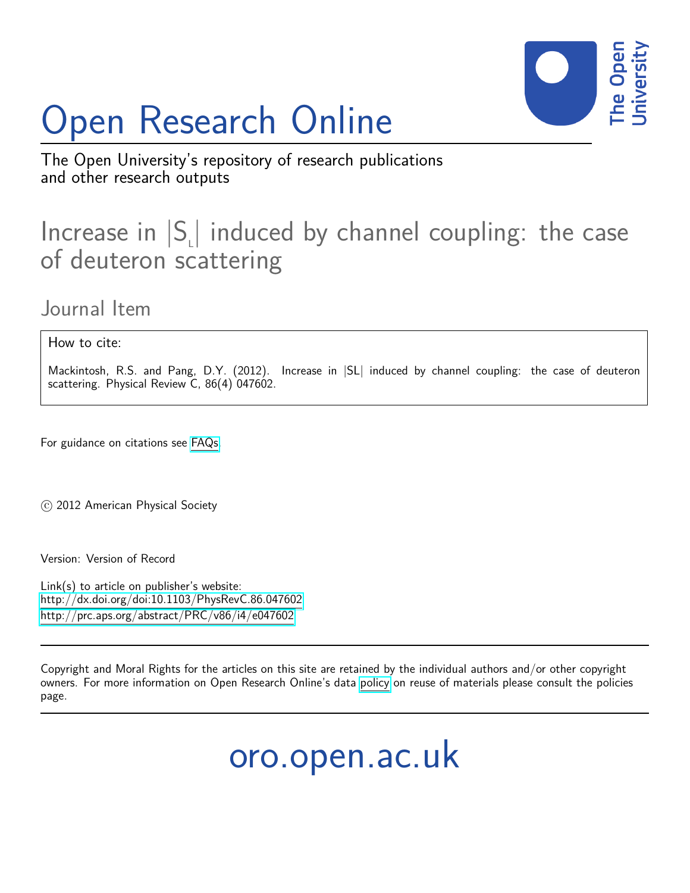# Open Research Online

The Open University's repository of research publications and other research outputs

## Increase in $|S_L|$ induced by channel coupling: the case of deuteron scattering

### Journal Item

How to cite:

Mackintosh, R.S. and Pang, D.Y. (2012). Increase in |SL| induced by channel coupling: the case of deuteron scattering. Physical Review C, 86(4) 047602.

For guidance on citations see FAQs.

© 2012 American Physical Society

Version: Version of Record

Link(s) to article on publisher's website:
http://dx.doi.org/doi:10.1103/PhysRevC.86.047602
http://prc.aps.org/abstract/PRC/v86/i4/e047602

Copyright and Moral Rights for the articles on this site are retained by the individual authors and/or other copyright owners. For more information on Open Research Online's data policy on reuse of materials please consult the policies page.

oro.open.ac.uk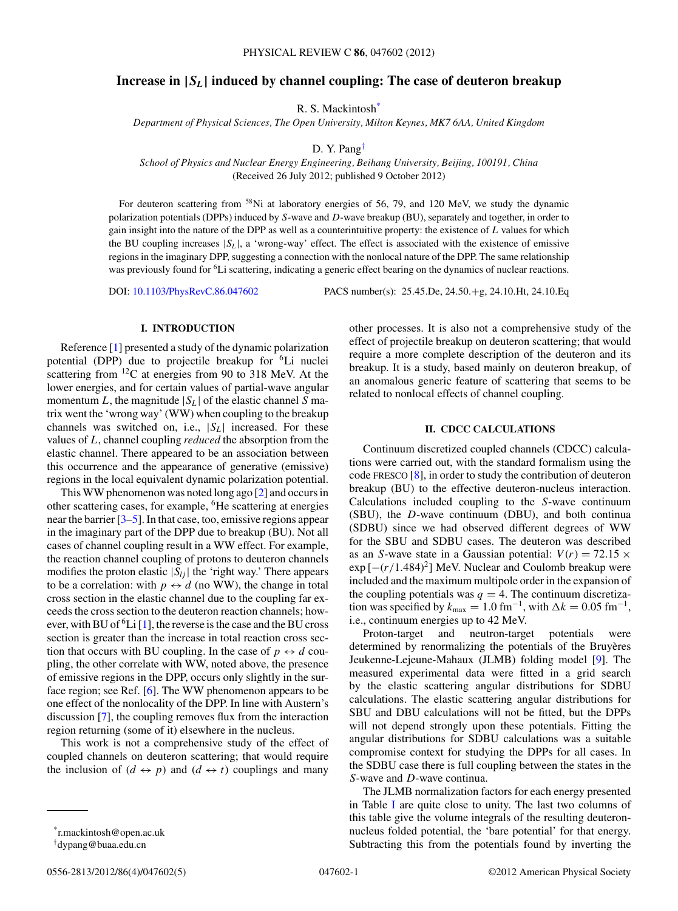# Increase in $|S_L|$ induced by channel coupling: The case of deuteron breakup

R. S. Mackintosh[*]

*Department of Physical Sciences, The Open University, Milton Keynes, MK7 6AA, United Kingdom*

D. Y. Pang[†]

*School of Physics and Nuclear Energy Engineering, Beihang University, Beijing, 100191, China*

(Received 26 July 2012; published 9 October 2012)

For deuteron scattering from $^{58}$Ni at laboratory energies of 56, 79, and 120 MeV, we study the dynamic polarization potentials (DPPs) induced by $S$-wave and $D$-wave breakup (BU), separately and together, in order to gain insight into the nature of the DPP as well as a counterintuitive property: the existence of $L$ values for which the BU coupling increases $|S_L|$, a 'wrong-way' effect. The effect is associated with the existence of emissive regions in the imaginary DPP, suggesting a connection with the nonlocal nature of the DPP. The same relationship was previously found for $^6$Li scattering, indicating a generic effect bearing on the dynamics of nuclear reactions.

DOI: 10.1103/PhysRevC.86.047602 PACS number(s): 25.45.De, 24.50.+g, 24.10.Ht, 24.10.Eq

## I. INTRODUCTION

Reference [1] presented a study of the dynamic polarization potential (DPP) due to projectile breakup for $^6$Li nuclei scattering from $^{12}$C at energies from 90 to 318 MeV. At the lower energies, and for certain values of partial-wave angular momentum $L$, the magnitude $|S_L|$ of the elastic channel $S$ matrix went the 'wrong way' (WW) when coupling to the breakup channels was switched on, i.e., $|S_L|$ increased. For these values of $L$, channel coupling *reduced* the absorption from the elastic channel. There appeared to be an association between this occurrence and the appearance of generative (emissive) regions in the local equivalent dynamic polarization potential.

This WW phenomenon was noted long ago [2] and occurs in other scattering cases, for example, $^6$He scattering at energies near the barrier [3–5]. In that case, too, emissive regions appear in the imaginary part of the DPP due to breakup (BU). Not all cases of channel coupling result in a WW effect. For example, the reaction channel coupling of protons to deuteron channels modifies the proton elastic $|S_{lj}|$ the 'right way.' There appears to be a correlation: with $p \leftrightarrow d$ (no WW), the change in total cross section in the elastic channel due to the coupling far exceeds the cross section to the deuteron reaction channels; however, with BU of $^6$Li [1], the reverse is the case and the BU cross section is greater than the increase in total reaction cross section that occurs with BU coupling. In the case of $p \leftrightarrow d$ coupling, the other correlate with WW, noted above, the presence of emissive regions in the DPP, occurs only slightly in the surface region; see Ref. [6]. The WW phenomenon appears to be one effect of the nonlocality of the DPP. In line with Austern's discussion [7], the coupling removes flux from the interaction region returning (some of it) elsewhere in the nucleus.

This work is not a comprehensive study of the effect of coupled channels on deuteron scattering; that would require the inclusion of ($d \leftrightarrow p$) and ($d \leftrightarrow t$) couplings and many other processes. It is also not a comprehensive study of the effect of projectile breakup on deuteron scattering; that would require a more complete description of the deuteron and its breakup. It is a study, based mainly on deuteron breakup, of an anomalous generic feature of scattering that seems to be related to nonlocal effects of channel coupling.

## II. CDCC CALCULATIONS

Continuum discretized coupled channels (CDCC) calculations were carried out, with the standard formalism using the code FRESCO [8], in order to study the contribution of deuteron breakup (BU) to the effective deuteron-nucleus interaction. Calculations included coupling to the $S$-wave continuum (SBU), the $D$-wave continuum (DBU), and both continua (SDBU) since we had observed different degrees of WW for the SBU and SDBU cases. The deuteron was described as an $S$-wave state in a Gaussian potential: $V(r) = 72.15 \times \exp[-(r/1.484)^2]$ MeV. Nuclear and Coulomb breakup were included and the maximum multipole order in the expansion of the coupling potentials was $q = 4$. The continuum discretization was specified by $k_{\max} = 1.0\ \mathrm{fm}^{-1}$, with $\Delta k = 0.05\ \mathrm{fm}^{-1}$, i.e., continuum energies up to 42 MeV.

Proton-target and neutron-target potentials were determined by renormalizing the potentials of the Bruyères Jeukenne-Lejeune-Mahaux (JLMB) folding model [9]. The measured experimental data were fitted in a grid search by the elastic scattering angular distributions for SDBU calculations. The elastic scattering angular distributions for SBU and DBU calculations will not be fitted, but the DPPs will not depend strongly upon these potentials. Fitting the angular distributions for SDBU calculations was a suitable compromise context for studying the DPPs for all cases. In the SDBU case there is full coupling between the states in the $S$-wave and $D$-wave continua.

The JLMB normalization factors for each energy presented in Table I are quite close to unity. The last two columns of this table give the volume integrals of the resulting deuteron-nucleus folded potential, the 'bare potential' for that energy. Subtracting this from the potentials found by inverting the

[*] r.mackintosh@open.ac.uk

[†] dypang@buaa.edu.cn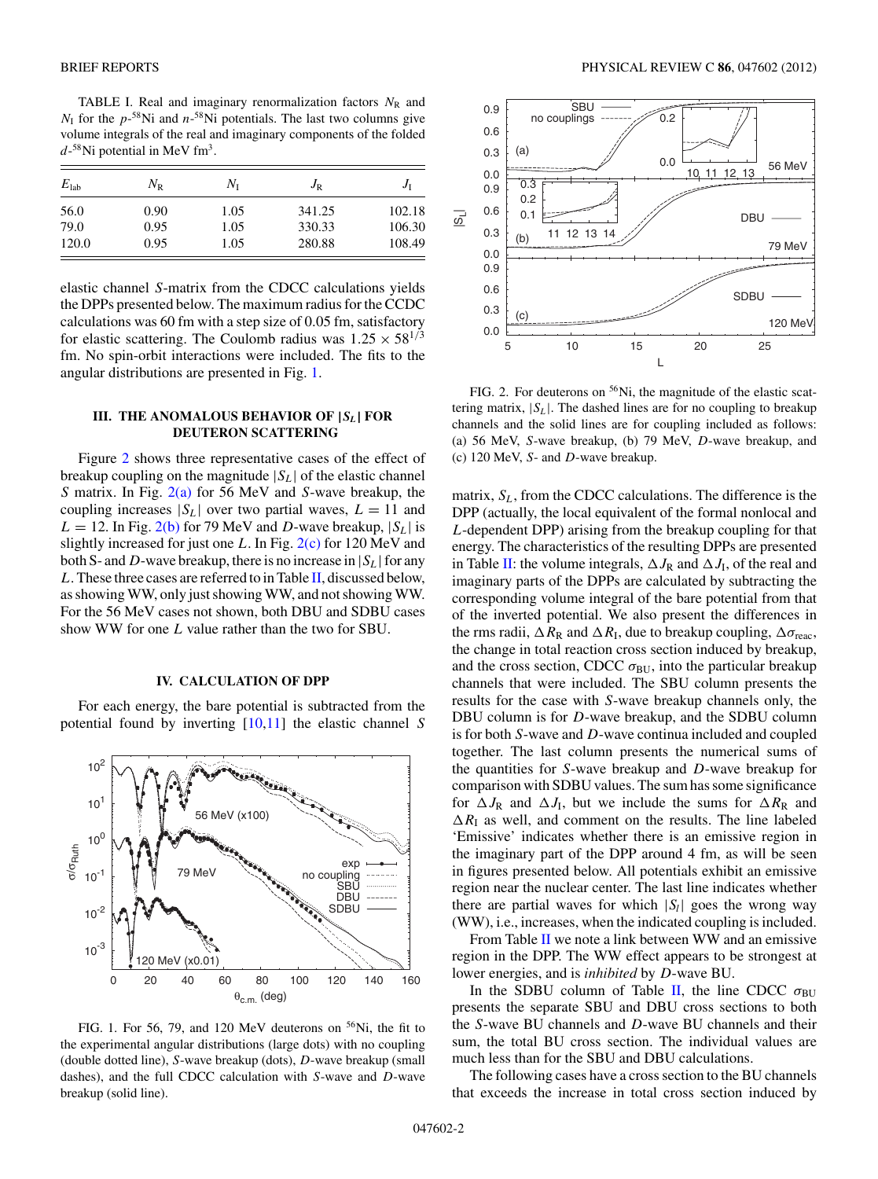TABLE I. Real and imaginary renormalization factors $N_R$ and $N_I$ for the $p$-$^{58}$Ni and $n$-$^{58}$Ni potentials. The last two columns give volume integrals of the real and imaginary components of the folded $d$-$^{58}$Ni potential in MeV fm$^3$.

| $E_{lab}$ | $N_R$ | $N_I$ | $J_R$ | $J_I$ |
|---|---|---|---|---|
| 56.0 | 0.90 | 1.05 | 341.25 | 102.18 |
| 79.0 | 0.95 | 1.05 | 330.33 | 106.30 |
| 120.0 | 0.95 | 1.05 | 280.88 | 108.49 |

elastic channel $S$-matrix from the CDCC calculations yields the DPPs presented below. The maximum radius for the CCDC calculations was 60 fm with a step size of 0.05 fm, satisfactory for elastic scattering. The Coulomb radius was $1.25 \times 58^{1/3}$ fm. No spin-orbit interactions were included. The fits to the angular distributions are presented in Fig. 1.

FIG. 1. For 56, 79, and 120 MeV deuterons on $^{56}$Ni, the fit to the experimental angular distributions (large dots) with no coupling (double dotted line), $S$-wave breakup (dots), $D$-wave breakup (small dashes), and the full CDCC calculation with $S$-wave and $D$-wave breakup (solid line).

## III. THE ANOMALOUS BEHAVIOR OF $|S_L|$ FOR DEUTERON SCATTERING

Figure 2 shows three representative cases of the effect of breakup coupling on the magnitude $|S_L|$ of the elastic channel $S$ matrix. In Fig. 2(a) for 56 MeV and $S$-wave breakup, the coupling increases $|S_L|$ over two partial waves, $L = 11$ and $L = 12$. In Fig. 2(b) for 79 MeV and $D$-wave breakup, $|S_L|$ is slightly increased for just one $L$. In Fig. 2(c) for 120 MeV and both S- and $D$-wave breakup, there is no increase in $|S_L|$ for any $L$. These three cases are referred to in Table II, discussed below, as showing WW, only just showing WW, and not showing WW. For the 56 MeV cases not shown, both DBU and SDBU cases show WW for one $L$ value rather than the two for SBU.

## IV. CALCULATION OF DPP

For each energy, the bare potential is subtracted from the potential found by inverting [10,11] the elastic channel $S$ matrix, $S_L$, from the CDCC calculations. The difference is the DPP (actually, the local equivalent of the formal nonlocal and $L$-dependent DPP) arising from the breakup coupling for that energy. The characteristics of the resulting DPPs are presented in Table II: the volume integrals, $\Delta J_R$ and $\Delta J_I$, of the real and imaginary parts of the DPPs are calculated by subtracting the corresponding volume integral of the bare potential from that of the inverted potential. We also present the differences in the rms radii, $\Delta R_R$ and $\Delta R_I$, due to breakup coupling, $\Delta\sigma_{reac}$, the change in total reaction cross section induced by breakup, and the cross section, CDCC $\sigma_{BU}$, into the particular breakup channels that were included. The SBU column presents the results for the case with $S$-wave breakup channels only, the DBU column is for $D$-wave breakup, and the SDBU column is for both $S$-wave and $D$-wave continua included and coupled together. The last column presents the numerical sums of the quantities for $S$-wave breakup and $D$-wave breakup for comparison with SDBU values. The sum has some significance for $\Delta J_R$ and $\Delta J_I$, but we include the sums for $\Delta R_R$ and $\Delta R_I$ as well, and comment on the results. The line labeled 'Emissive' indicates whether there is an emissive region in the imaginary part of the DPP around 4 fm, as will be seen in figures presented below. All potentials exhibit an emissive region near the nuclear center. The last line indicates whether there are partial waves for which $|S_l|$ goes the wrong way (WW), i.e., increases, when the indicated coupling is included.

From Table II we note a link between WW and an emissive region in the DPP. The WW effect appears to be strongest at lower energies, and is *inhibited* by $D$-wave BU.

In the SDBU column of Table II, the line CDCC $\sigma_{BU}$ presents the separate SBU and DBU cross sections to both the $S$-wave BU channels and $D$-wave BU channels and their sum, the total BU cross section. The individual values are much less than for the SBU and DBU calculations.

The following cases have a cross section to the BU channels that exceeds the increase in total cross section induced by

FIG. 2. For deuterons on $^{56}$Ni, the magnitude of the elastic scattering matrix, $|S_L|$. The dashed lines are for no coupling to breakup channels and the solid lines are for coupling included as follows: (a) 56 MeV, $S$-wave breakup, (b) 79 MeV, $D$-wave breakup, and (c) 120 MeV, $S$- and $D$-wave breakup.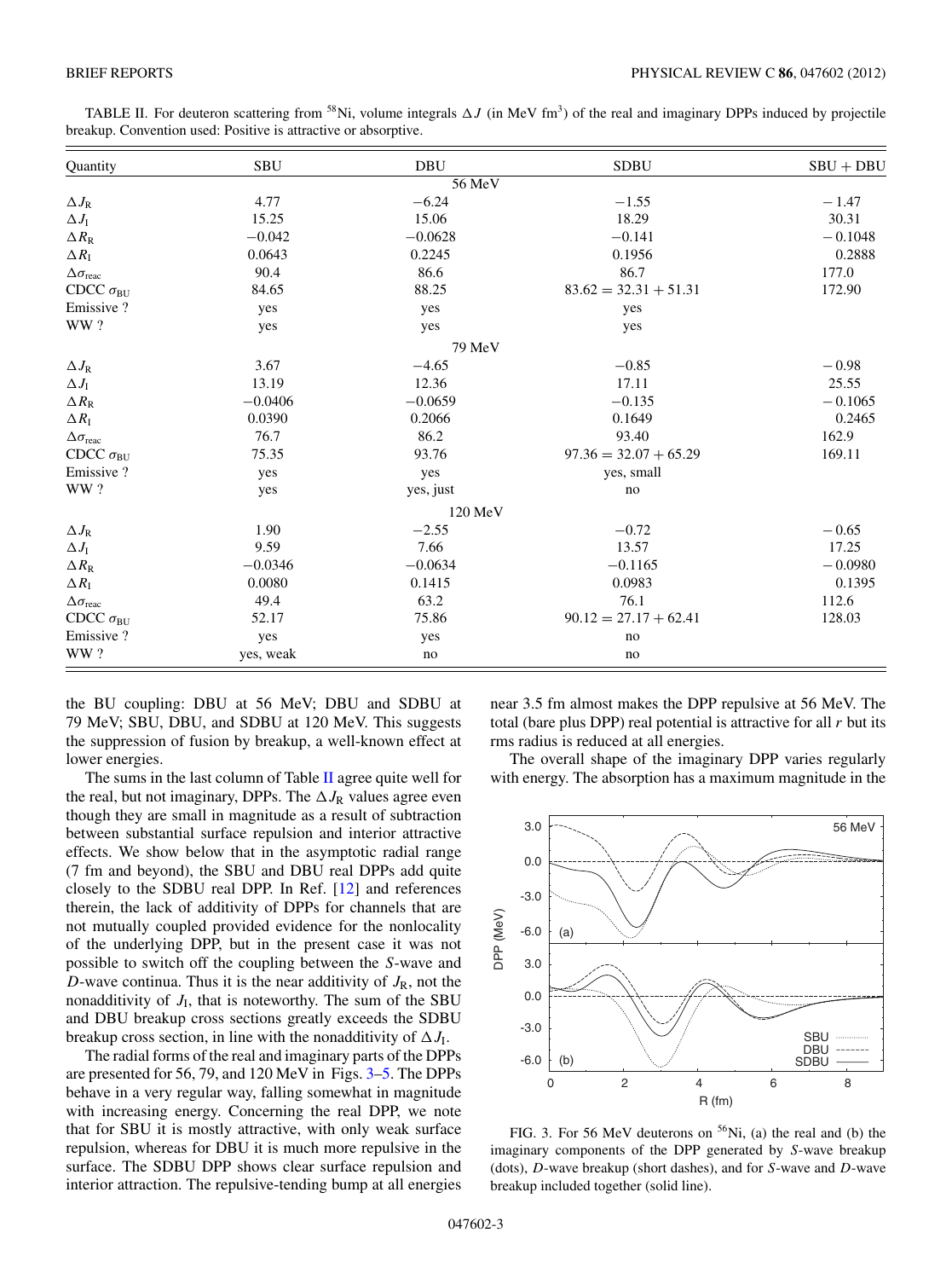TABLE II. For deuteron scattering from $^{58}$Ni, volume integrals $\Delta J$ (in MeV fm$^3$) of the real and imaginary DPPs induced by projectile breakup. Convention used: Positive is attractive or absorptive.

| Quantity | SBU | DBU | SDBU | SBU + DBU |
|---|---|---|---|---|
| | | 56 MeV | | |
| $\Delta J_{\rm R}$ | 4.77 | −6.24 | −1.55 | − 1.47 |
| $\Delta J_{\rm I}$ | 15.25 | 15.06 | 18.29 | 30.31 |
| $\Delta R_{\rm R}$ | −0.042 | −0.0628 | −0.141 | − 0.1048 |
| $\Delta R_{\rm I}$ | 0.0643 | 0.2245 | 0.1956 | 0.2888 |
| $\Delta\sigma_{\rm reac}$ | 90.4 | 86.6 | 86.7 | 177.0 |
| CDCC $\sigma_{\rm BU}$ | 84.65 | 88.25 | $83.62 = 32.31 + 51.31$ | 172.90 |
| Emissive ? | yes | yes | yes | |
| WW ? | yes | yes | yes | |
| | | 79 MeV | | |
| $\Delta J_{\rm R}$ | 3.67 | −4.65 | −0.85 | − 0.98 |
| $\Delta J_{\rm I}$ | 13.19 | 12.36 | 17.11 | 25.55 |
| $\Delta R_{\rm R}$ | −0.0406 | −0.0659 | −0.135 | − 0.1065 |
| $\Delta R_{\rm I}$ | 0.0390 | 0.2066 | 0.1649 | 0.2465 |
| $\Delta\sigma_{\rm reac}$ | 76.7 | 86.2 | 93.40 | 162.9 |
| CDCC $\sigma_{\rm BU}$ | 75.35 | 93.76 | $97.36 = 32.07 + 65.29$ | 169.11 |
| Emissive ? | yes | yes | yes, small | |
| WW ? | yes | yes, just | no | |
| | | 120 MeV | | |
| $\Delta J_{\rm R}$ | 1.90 | −2.55 | −0.72 | − 0.65 |
| $\Delta J_{\rm I}$ | 9.59 | 7.66 | 13.57 | 17.25 |
| $\Delta R_{\rm R}$ | −0.0346 | −0.0634 | −0.1165 | − 0.0980 |
| $\Delta R_{\rm I}$ | 0.0080 | 0.1415 | 0.0983 | 0.1395 |
| $\Delta\sigma_{\rm reac}$ | 49.4 | 63.2 | 76.1 | 112.6 |
| CDCC $\sigma_{\rm BU}$ | 52.17 | 75.86 | $90.12 = 27.17 + 62.41$ | 128.03 |
| Emissive ? | yes | yes | no | |
| WW ? | yes, weak | no | no | |

the BU coupling: DBU at 56 MeV; DBU and SDBU at 79 MeV; SBU, DBU, and SDBU at 120 MeV. This suggests the suppression of fusion by breakup, a well-known effect at lower energies.

The sums in the last column of Table II agree quite well for the real, but not imaginary, DPPs. The $\Delta J_{\rm R}$ values agree even though they are small in magnitude as a result of subtraction between substantial surface repulsion and interior attractive effects. We show below that in the asymptotic radial range (7 fm and beyond), the SBU and DBU real DPPs add quite closely to the SDBU real DPP. In Ref. [12] and references therein, the lack of additivity of DPPs for channels that are not mutually coupled provided evidence for the nonlocality of the underlying DPP, but in the present case it was not possible to switch off the coupling between the *S*-wave and *D*-wave continua. Thus it is the near additivity of $J_{\rm R}$, not the nonadditivity of $J_{\rm I}$, that is noteworthy. The sum of the SBU and DBU breakup cross sections greatly exceeds the SDBU breakup cross section, in line with the nonadditivity of $\Delta J_{\rm I}$.

The radial forms of the real and imaginary parts of the DPPs are presented for 56, 79, and 120 MeV in Figs. 3–5. The DPPs behave in a very regular way, falling somewhat in magnitude with increasing energy. Concerning the real DPP, we note that for SBU it is mostly attractive, with only weak surface repulsion, whereas for DBU it is much more repulsive in the surface. The SDBU DPP shows clear surface repulsion and interior attraction. The repulsive-tending bump at all energies near 3.5 fm almost makes the DPP repulsive at 56 MeV. The total (bare plus DPP) real potential is attractive for all $r$ but its rms radius is reduced at all energies.

The overall shape of the imaginary DPP varies regularly with energy. The absorption has a maximum magnitude in the

FIG. 3. For 56 MeV deuterons on $^{56}$Ni, (a) the real and (b) the imaginary components of the DPP generated by *S*-wave breakup (dots), *D*-wave breakup (short dashes), and for *S*-wave and *D*-wave breakup included together (solid line).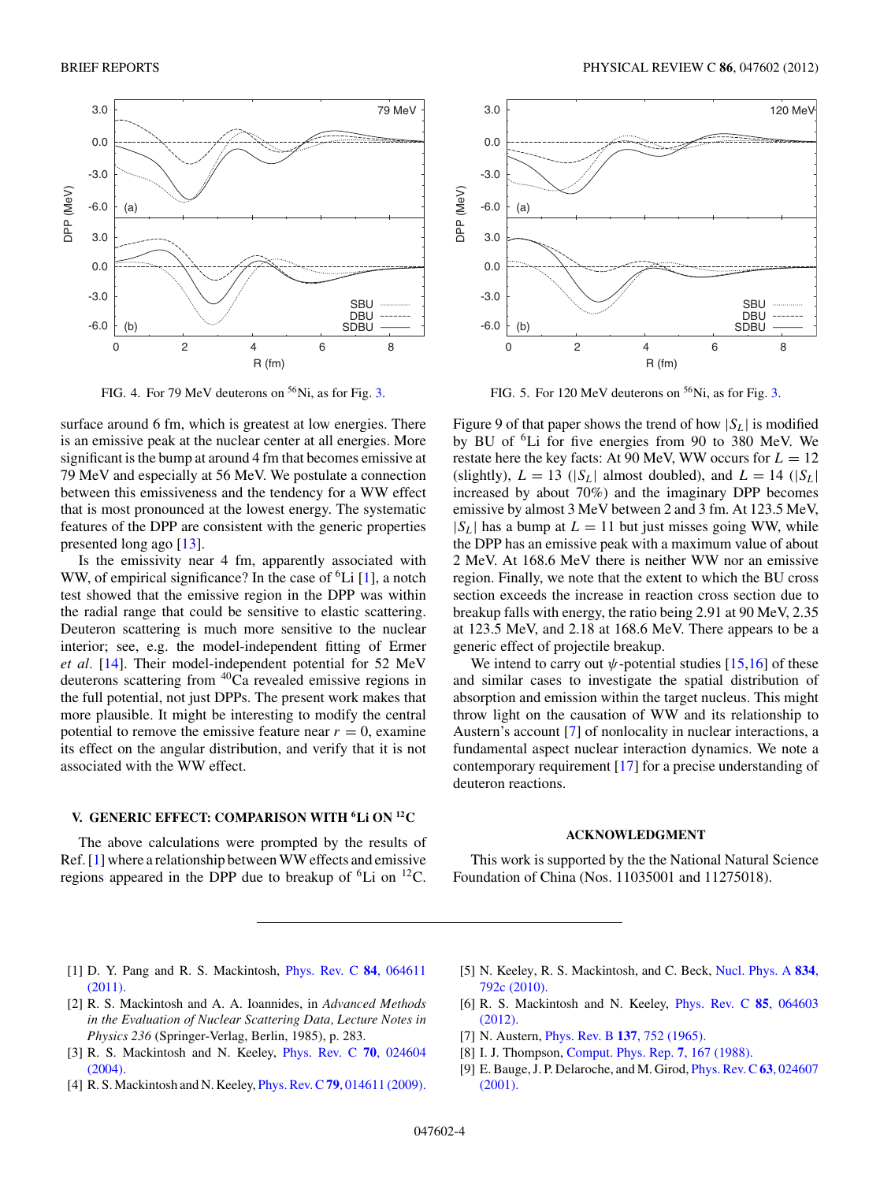FIG. 4. For 79 MeV deuterons on $^{56}$Ni, as for Fig. 3.

FIG. 5. For 120 MeV deuterons on $^{56}$Ni, as for Fig. 3.

surface around 6 fm, which is greatest at low energies. There is an emissive peak at the nuclear center at all energies. More significant is the bump at around 4 fm that becomes emissive at 79 MeV and especially at 56 MeV. We postulate a connection between this emissiveness and the tendency for a WW effect that is most pronounced at the lowest energy. The systematic features of the DPP are consistent with the generic properties presented long ago [13].

Is the emissivity near 4 fm, apparently associated with WW, of empirical significance? In the case of $^6$Li [1], a notch test showed that the emissive region in the DPP was within the radial range that could be sensitive to elastic scattering. Deuteron scattering is much more sensitive to the nuclear interior; see, e.g. the model-independent fitting of Ermer *et al.* [14]. Their model-independent potential for 52 MeV deuterons scattering from $^{40}$Ca revealed emissive regions in the full potential, not just DPPs. The present work makes that more plausible. It might be interesting to modify the central potential to remove the emissive feature near $r = 0$, examine its effect on the angular distribution, and verify that it is not associated with the WW effect.

## V. GENERIC EFFECT: COMPARISON WITH $^6$Li ON $^{12}$C

The above calculations were prompted by the results of Ref. [1] where a relationship between WW effects and emissive regions appeared in the DPP due to breakup of $^6$Li on $^{12}$C. Figure 9 of that paper shows the trend of how $|S_L|$ is modified by BU of $^6$Li for five energies from 90 to 380 MeV. We restate here the key facts: At 90 MeV, WW occurs for $L = 12$ (slightly), $L = 13$ ($|S_L|$ almost doubled), and $L = 14$ ($|S_L|$ increased by about 70%) and the imaginary DPP becomes emissive by almost 3 MeV between 2 and 3 fm. At 123.5 MeV, $|S_L|$ has a bump at $L = 11$ but just misses going WW, while the DPP has an emissive peak with a maximum value of about 2 MeV. At 168.6 MeV there is neither WW nor an emissive region. Finally, we note that the extent to which the BU cross section exceeds the increase in reaction cross section due to breakup falls with energy, the ratio being 2.91 at 90 MeV, 2.35 at 123.5 MeV, and 2.18 at 168.6 MeV. There appears to be a generic effect of projectile breakup.

We intend to carry out $\psi$-potential studies [15,16] of these and similar cases to investigate the spatial distribution of absorption and emission within the target nucleus. This might throw light on the causation of WW and its relationship to Austern's account [7] of nonlocality in nuclear interactions, a fundamental aspect nuclear interaction dynamics. We note a contemporary requirement [17] for a precise understanding of deuteron reactions.

### ACKNOWLEDGMENT

This work is supported by the the National Natural Science Foundation of China (Nos. 11035001 and 11275018).

---

[1] D. Y. Pang and R. S. Mackintosh, Phys. Rev. C **84**, 064611 (2011).

[2] R. S. Mackintosh and A. A. Ioannides, in *Advanced Methods in the Evaluation of Nuclear Scattering Data, Lecture Notes in Physics 236* (Springer-Verlag, Berlin, 1985), p. 283.

[3] R. S. Mackintosh and N. Keeley, Phys. Rev. C **70**, 024604 (2004).

[4] R. S. Mackintosh and N. Keeley, Phys. Rev. C **79**, 014611 (2009).

[5] N. Keeley, R. S. Mackintosh, and C. Beck, Nucl. Phys. A **834**, 792c (2010).

[6] R. S. Mackintosh and N. Keeley, Phys. Rev. C **85**, 064603 (2012).

[7] N. Austern, Phys. Rev. B **137**, 752 (1965).

[8] I. J. Thompson, Comput. Phys. Rep. **7**, 167 (1988).

[9] E. Bauge, J. P. Delaroche, and M. Girod, Phys. Rev. C **63**, 024607 (2001).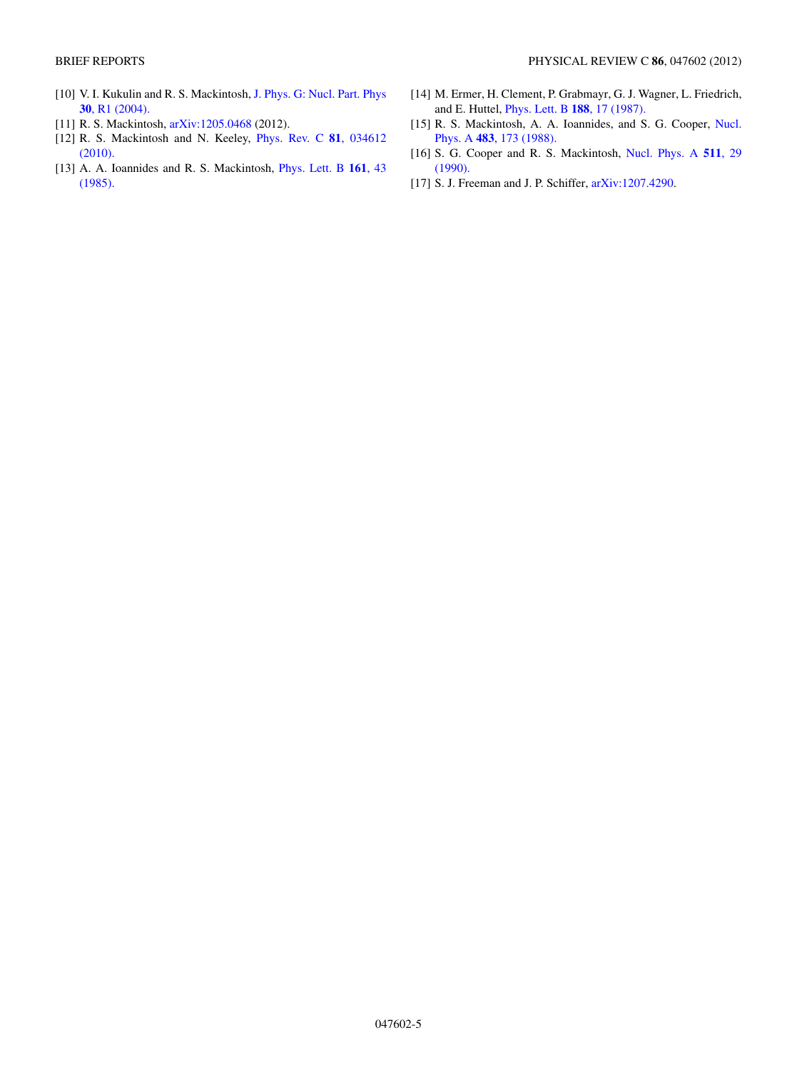[10] V. I. Kukulin and R. S. Mackintosh, J. Phys. G: Nucl. Part. Phys **30**, R1 (2004).

[11] R. S. Mackintosh, arXiv:1205.0468 (2012).

[12] R. S. Mackintosh and N. Keeley, Phys. Rev. C **81**, 034612 (2010).

[13] A. A. Ioannides and R. S. Mackintosh, Phys. Lett. B **161**, 43 (1985).

[14] M. Ermer, H. Clement, P. Grabmayr, G. J. Wagner, L. Friedrich, and E. Huttel, Phys. Lett. B **188**, 17 (1987).

[15] R. S. Mackintosh, A. A. Ioannides, and S. G. Cooper, Nucl. Phys. A **483**, 173 (1988).

[16] S. G. Cooper and R. S. Mackintosh, Nucl. Phys. A **511**, 29 (1990).

[17] S. J. Freeman and J. P. Schiffer, arXiv:1207.4290.